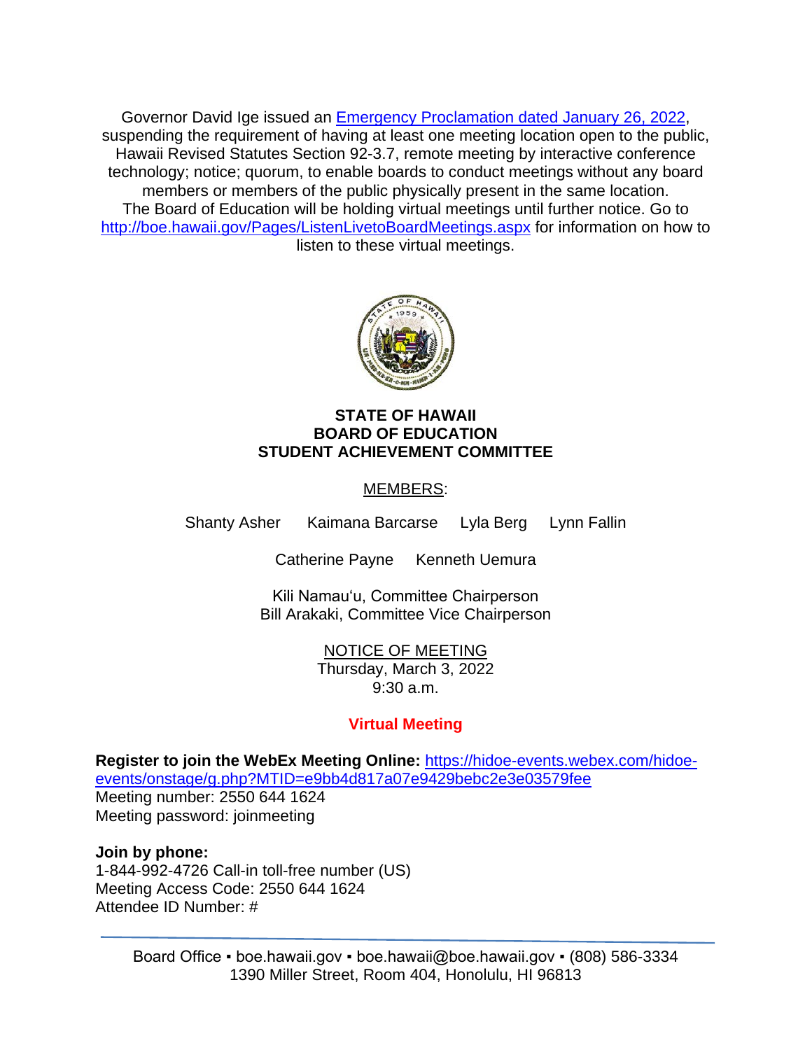Governor David Ige issued an [Emergency Proclamation dated January 26, 2022](), suspending the requirement of having at least one meeting location open to the public, Hawaii Revised Statutes Section 92-3.7, remote meeting by interactive conference technology; notice; quorum, to enable boards to conduct meetings without any board members or members of the public physically present in the same location. The Board of Education will be holding virtual meetings until further notice. Go to http://boe.hawaii.gov/Pages/ListenLivetoBoardMeetings.aspx for information on how to listen to these virtual meetings.

**STATE OF HAWAII**
**BOARD OF EDUCATION**
**STUDENT ACHIEVEMENT COMMITTEE**

MEMBERS:

Shanty Asher    Kaimana Barcarse    Lyla Berg    Lynn Fallin

Catherine Payne    Kenneth Uemura

Kili Namauʻu, Committee Chairperson
Bill Arakaki, Committee Vice Chairperson

NOTICE OF MEETING
Thursday, March 3, 2022
9:30 a.m.

**Virtual Meeting**

**Register to join the WebEx Meeting Online:** https://hidoe-events.webex.com/hidoe-events/onstage/g.php?MTID=e9bb4d817a07e9429bebc2e3e03579fee
Meeting number: 2550 644 1624
Meeting password: joinmeeting

**Join by phone:**
1-844-992-4726 Call-in toll-free number (US)
Meeting Access Code: 2550 644 1624
Attendee ID Number: #

Board Office ▪ boe.hawaii.gov ▪ boe.hawaii@boe.hawaii.gov ▪ (808) 586-3334
1390 Miller Street, Room 404, Honolulu, HI 96813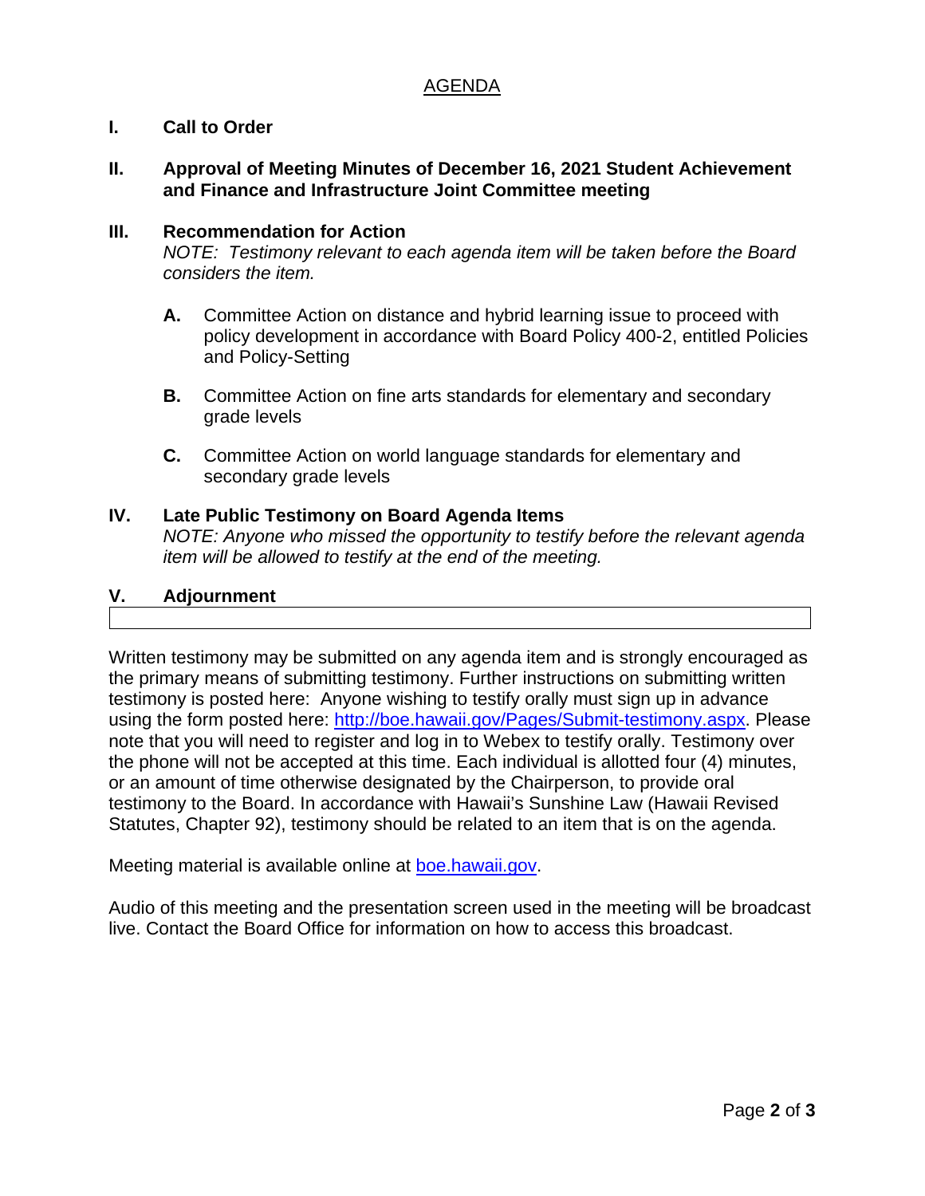## AGENDA

### I. Call to Order

### II. Approval of Meeting Minutes of December 16, 2021 Student Achievement and Finance and Infrastructure Joint Committee meeting

### III. Recommendation for Action

*NOTE: Testimony relevant to each agenda item will be taken before the Board considers the item.*

**A.** Committee Action on distance and hybrid learning issue to proceed with policy development in accordance with Board Policy 400-2, entitled Policies and Policy-Setting

**B.** Committee Action on fine arts standards for elementary and secondary grade levels

**C.** Committee Action on world language standards for elementary and secondary grade levels

### IV. Late Public Testimony on Board Agenda Items

*NOTE: Anyone who missed the opportunity to testify before the relevant agenda item will be allowed to testify at the end of the meeting.*

### V. Adjournment

Written testimony may be submitted on any agenda item and is strongly encouraged as the primary means of submitting testimony. Further instructions on submitting written testimony is posted here: Anyone wishing to testify orally must sign up in advance using the form posted here: [http://boe.hawaii.gov/Pages/Submit-testimony.aspx](http://boe.hawaii.gov/Pages/Submit-testimony.aspx). Please note that you will need to register and log in to Webex to testify orally. Testimony over the phone will not be accepted at this time. Each individual is allotted four (4) minutes, or an amount of time otherwise designated by the Chairperson, to provide oral testimony to the Board. In accordance with Hawaii's Sunshine Law (Hawaii Revised Statutes, Chapter 92), testimony should be related to an item that is on the agenda.

Meeting material is available online at [boe.hawaii.gov](http://boe.hawaii.gov).

Audio of this meeting and the presentation screen used in the meeting will be broadcast live. Contact the Board Office for information on how to access this broadcast.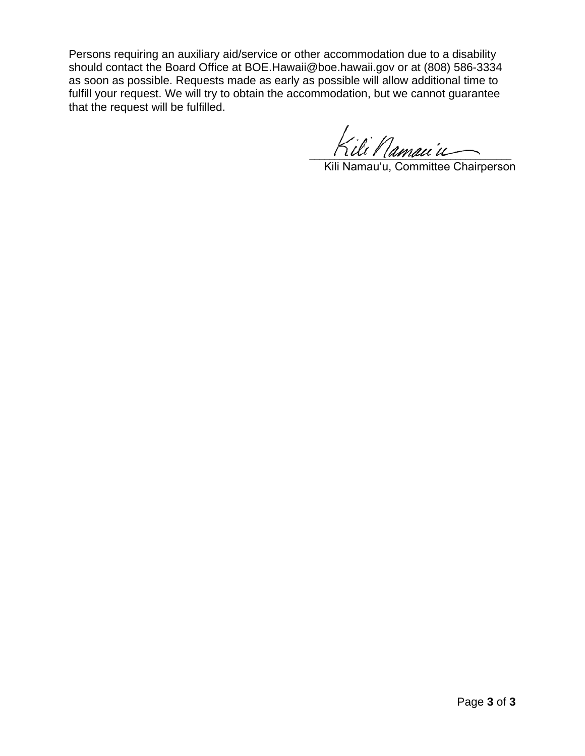Persons requiring an auxiliary aid/service or other accommodation due to a disability should contact the Board Office at BOE.Hawaii@boe.hawaii.gov or at (808) 586-3334 as soon as possible. Requests made as early as possible will allow additional time to fulfill your request. We will try to obtain the accommodation, but we cannot guarantee that the request will be fulfilled.

Kili Namau'u

Kili Namauʻu, Committee Chairperson